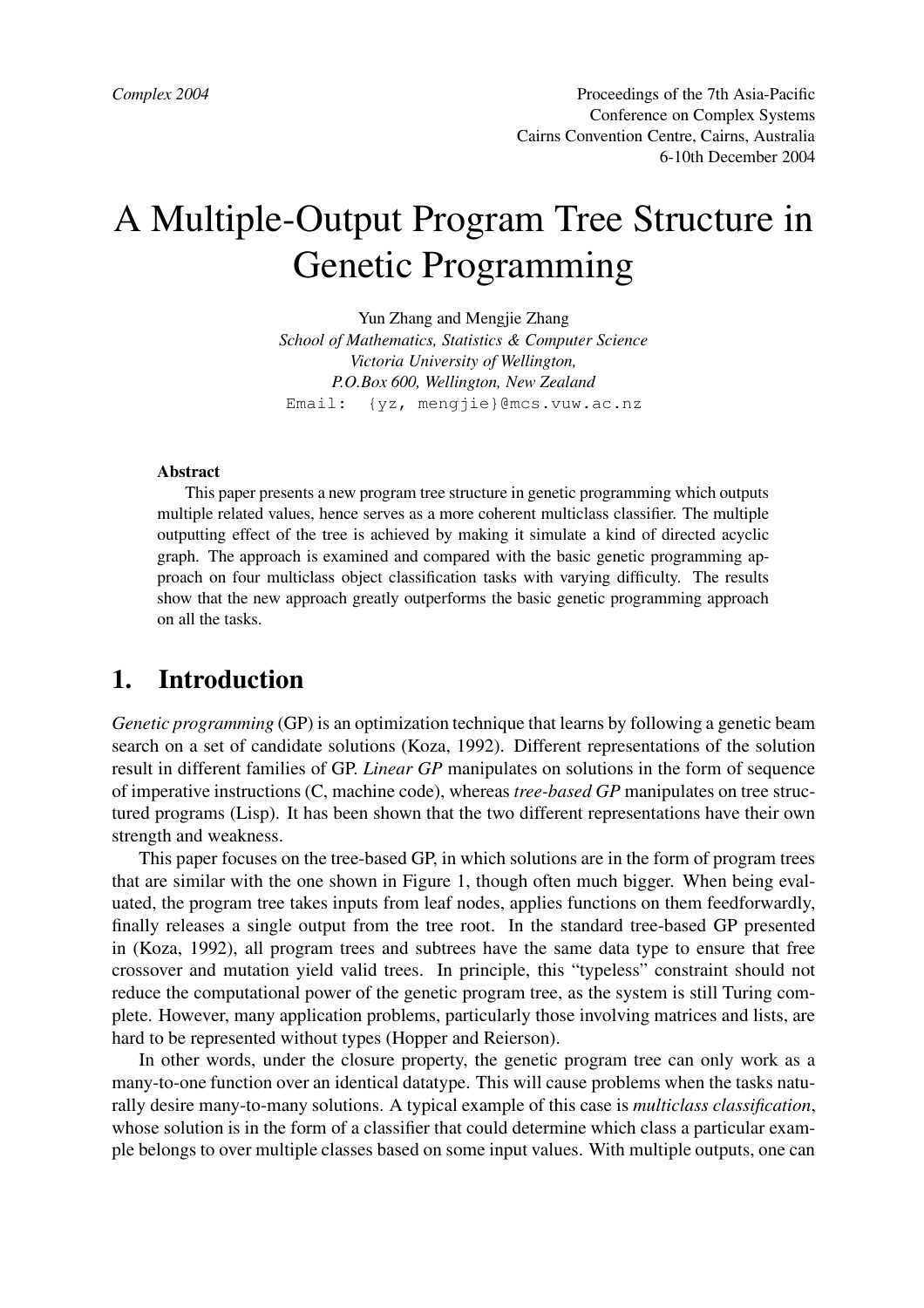*Complex 2004*

Proceedings of the 7th Asia-Pacific Conference on Complex Systems
Cairns Convention Centre, Cairns, Australia
6-10th December 2004

# A Multiple-Output Program Tree Structure in Genetic Programming

Yun Zhang and Mengjie Zhang
*School of Mathematics, Statistics & Computer Science*
*Victoria University of Wellington,*
*P.O.Box 600, Wellington, New Zealand*
Email: {yz, mengjie}@mcs.vuw.ac.nz

**Abstract**

This paper presents a new program tree structure in genetic programming which outputs multiple related values, hence serves as a more coherent multiclass classifier. The multiple outputting effect of the tree is achieved by making it simulate a kind of directed acyclic graph. The approach is examined and compared with the basic genetic programming approach on four multiclass object classification tasks with varying difficulty. The results show that the new approach greatly outperforms the basic genetic programming approach on all the tasks.

## 1. Introduction

*Genetic programming* (GP) is an optimization technique that learns by following a genetic beam search on a set of candidate solutions (Koza, 1992). Different representations of the solution result in different families of GP. *Linear GP* manipulates on solutions in the form of sequence of imperative instructions (C, machine code), whereas *tree-based GP* manipulates on tree structured programs (Lisp). It has been shown that the two different representations have their own strength and weakness.

This paper focuses on the tree-based GP, in which solutions are in the form of program trees that are similar with the one shown in Figure 1, though often much bigger. When being evaluated, the program tree takes inputs from leaf nodes, applies functions on them feedforwardly, finally releases a single output from the tree root. In the standard tree-based GP presented in (Koza, 1992), all program trees and subtrees have the same data type to ensure that free crossover and mutation yield valid trees. In principle, this "typeless" constraint should not reduce the computational power of the genetic program tree, as the system is still Turing complete. However, many application problems, particularly those involving matrices and lists, are hard to be represented without types (Hopper and Reierson).

In other words, under the closure property, the genetic program tree can only work as a many-to-one function over an identical datatype. This will cause problems when the tasks naturally desire many-to-many solutions. A typical example of this case is *multiclass classification*, whose solution is in the form of a classifier that could determine which class a particular example belongs to over multiple classes based on some input values. With multiple outputs, one can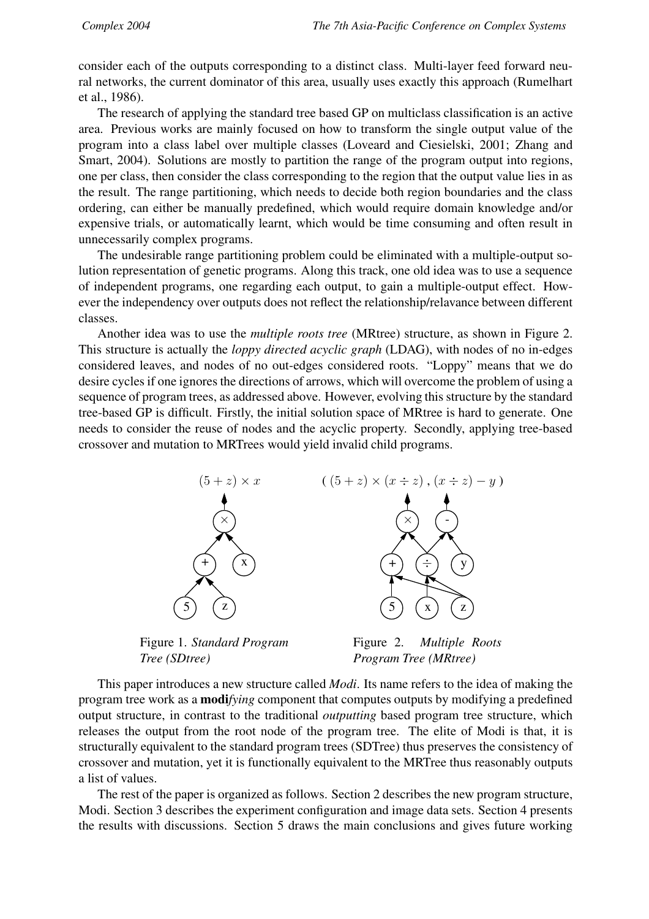consider each of the outputs corresponding to a distinct class. Multi-layer feed forward neural networks, the current dominator of this area, usually uses exactly this approach (Rumelhart et al., 1986).

The research of applying the standard tree based GP on multiclass classification is an active area. Previous works are mainly focused on how to transform the single output value of the program into a class label over multiple classes (Loveard and Ciesielski, 2001; Zhang and Smart, 2004). Solutions are mostly to partition the range of the program output into regions, one per class, then consider the class corresponding to the region that the output value lies in as the result. The range partitioning, which needs to decide both region boundaries and the class ordering, can either be manually predefined, which would require domain knowledge and/or expensive trials, or automatically learnt, which would be time consuming and often result in unnecessarily complex programs.

The undesirable range partitioning problem could be eliminated with a multiple-output solution representation of genetic programs. Along this track, one old idea was to use a sequence of independent programs, one regarding each output, to gain a multiple-output effect. However the independency over outputs does not reflect the relationship/relavance between different classes.

Another idea was to use the *multiple roots tree* (MRtree) structure, as shown in Figure 2. This structure is actually the *loppy directed acyclic graph* (LDAG), with nodes of no in-edges considered leaves, and nodes of no out-edges considered roots. "Loppy" means that we do desire cycles if one ignores the directions of arrows, which will overcome the problem of using a sequence of program trees, as addressed above. However, evolving this structure by the standard tree-based GP is difficult. Firstly, the initial solution space of MRtree is hard to generate. One needs to consider the reuse of nodes and the acyclic property. Secondly, applying tree-based crossover and mutation to MRTrees would yield invalid child programs.

$(5 + z) \times x$

Figure 1. *Standard Program Tree (SDtree)*

$((5 + z) \times (x \div z), (x \div z) - y)$

Figure 2. *Multiple Roots Program Tree (MRtree)*

This paper introduces a new structure called *Modi*. Its name refers to the idea of making the program tree work as a **modi***fying* component that computes outputs by modifying a predefined output structure, in contrast to the traditional *outputting* based program tree structure, which releases the output from the root node of the program tree. The elite of Modi is that, it is structurally equivalent to the standard program trees (SDTree) thus preserves the consistency of crossover and mutation, yet it is functionally equivalent to the MRTree thus reasonably outputs a list of values.

The rest of the paper is organized as follows. Section 2 describes the new program structure, Modi. Section 3 describes the experiment configuration and image data sets. Section 4 presents the results with discussions. Section 5 draws the main conclusions and gives future working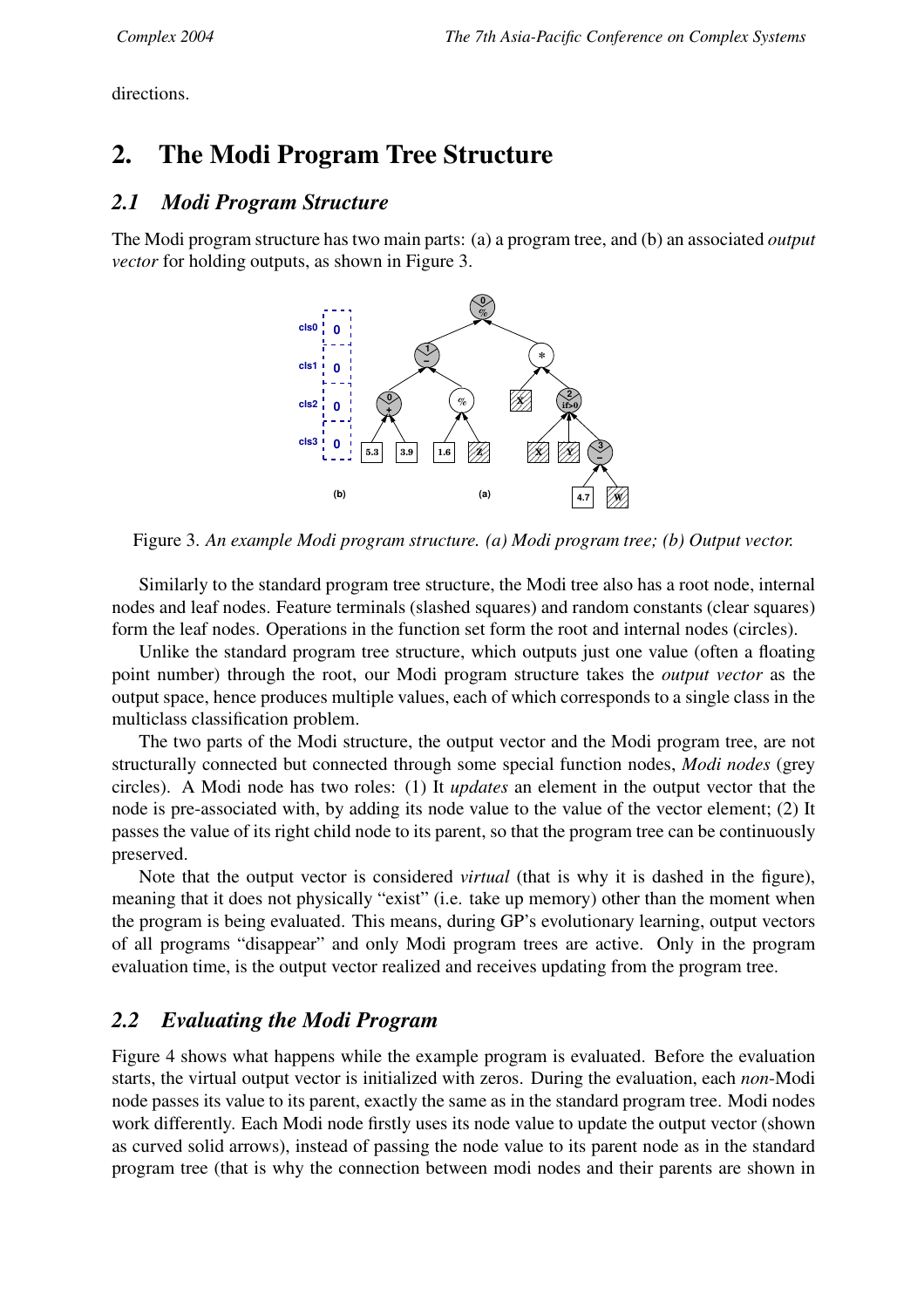directions.

## 2. The Modi Program Tree Structure

### *2.1 Modi Program Structure*

The Modi program structure has two main parts: (a) a program tree, and (b) an associated *output vector* for holding outputs, as shown in Figure 3.

Figure 3. *An example Modi program structure. (a) Modi program tree; (b) Output vector.*

Similarly to the standard program tree structure, the Modi tree also has a root node, internal nodes and leaf nodes. Feature terminals (slashed squares) and random constants (clear squares) form the leaf nodes. Operations in the function set form the root and internal nodes (circles).

Unlike the standard program tree structure, which outputs just one value (often a floating point number) through the root, our Modi program structure takes the *output vector* as the output space, hence produces multiple values, each of which corresponds to a single class in the multiclass classification problem.

The two parts of the Modi structure, the output vector and the Modi program tree, are not structurally connected but connected through some special function nodes, *Modi nodes* (grey circles). A Modi node has two roles: (1) It *updates* an element in the output vector that the node is pre-associated with, by adding its node value to the value of the vector element; (2) It passes the value of its right child node to its parent, so that the program tree can be continuously preserved.

Note that the output vector is considered *virtual* (that is why it is dashed in the figure), meaning that it does not physically "exist" (i.e. take up memory) other than the moment when the program is being evaluated. This means, during GP's evolutionary learning, output vectors of all programs "disappear" and only Modi program trees are active. Only in the program evaluation time, is the output vector realized and receives updating from the program tree.

### *2.2 Evaluating the Modi Program*

Figure 4 shows what happens while the example program is evaluated. Before the evaluation starts, the virtual output vector is initialized with zeros. During the evaluation, each *non*-Modi node passes its value to its parent, exactly the same as in the standard program tree. Modi nodes work differently. Each Modi node firstly uses its node value to update the output vector (shown as curved solid arrows), instead of passing the node value to its parent node as in the standard program tree (that is why the connection between modi nodes and their parents are shown in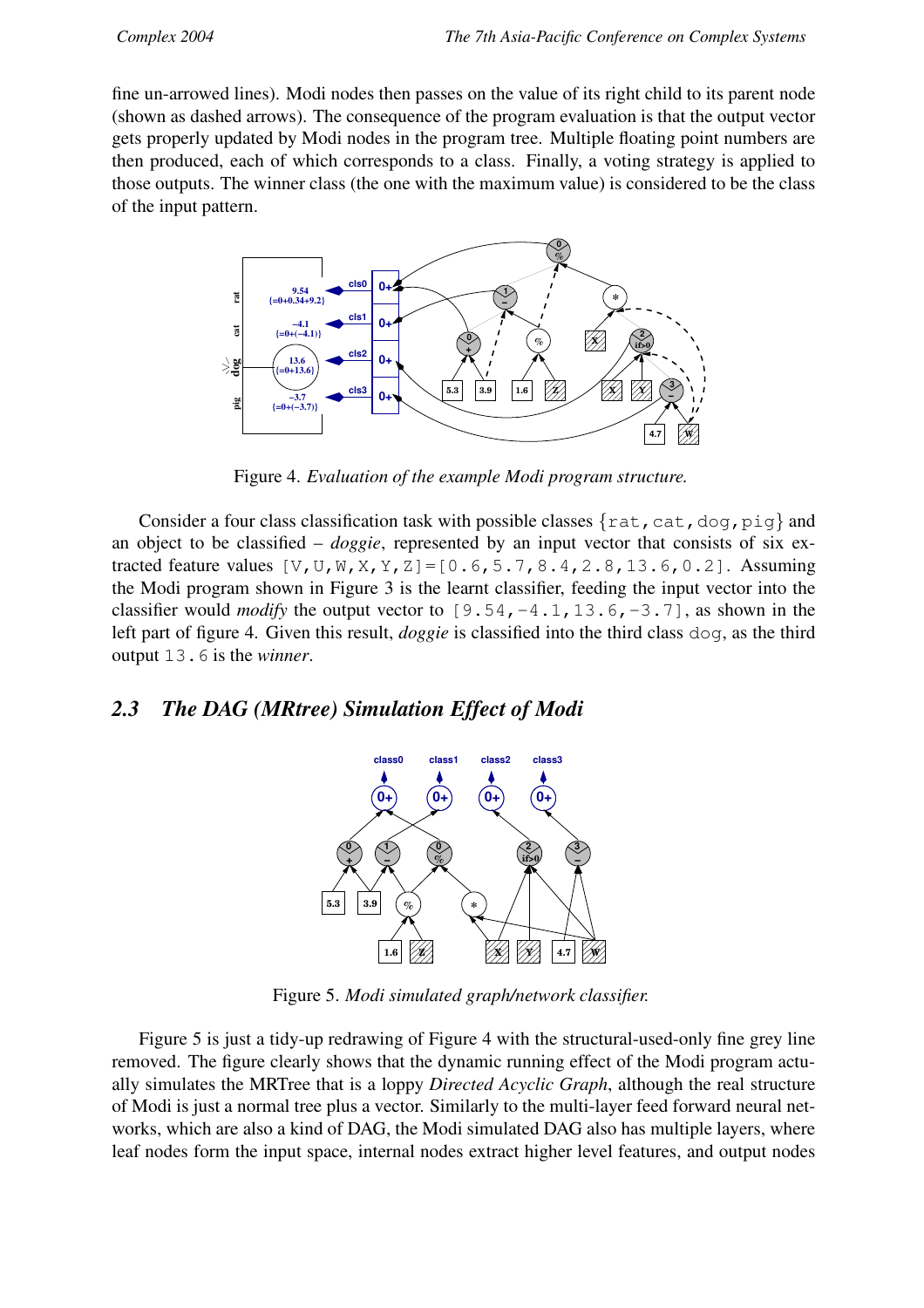fine un-arrowed lines). Modi nodes then passes on the value of its right child to its parent node (shown as dashed arrows). The consequence of the program evaluation is that the output vector gets properly updated by Modi nodes in the program tree. Multiple floating point numbers are then produced, each of which corresponds to a class. Finally, a voting strategy is applied to those outputs. The winner class (the one with the maximum value) is considered to be the class of the input pattern.

Figure 4. *Evaluation of the example Modi program structure.*

Consider a four class classification task with possible classes {`rat`, `cat`, `dog`, `pig`} and an object to be classified – *doggie*, represented by an input vector that consists of six extracted feature values `[V,U,W,X,Y,Z]=[0.6,5.7,8.4,2.8,13.6,0.2]`. Assuming the Modi program shown in Figure 3 is the learnt classifier, feeding the input vector into the classifier would *modify* the output vector to `[9.54,-4.1,13.6,-3.7]`, as shown in the left part of figure 4. Given this result, *doggie* is classified into the third class `dog`, as the third output `13.6` is the *winner*.

## 2.3 The DAG (MRtree) Simulation Effect of Modi

Figure 5. *Modi simulated graph/network classifier.*

Figure 5 is just a tidy-up redrawing of Figure 4 with the structural-used-only fine grey line removed. The figure clearly shows that the dynamic running effect of the Modi program actually simulates the MRTree that is a loppy *Directed Acyclic Graph*, although the real structure of Modi is just a normal tree plus a vector. Similarly to the multi-layer feed forward neural networks, which are also a kind of DAG, the Modi simulated DAG also has multiple layers, where leaf nodes form the input space, internal nodes extract higher level features, and output nodes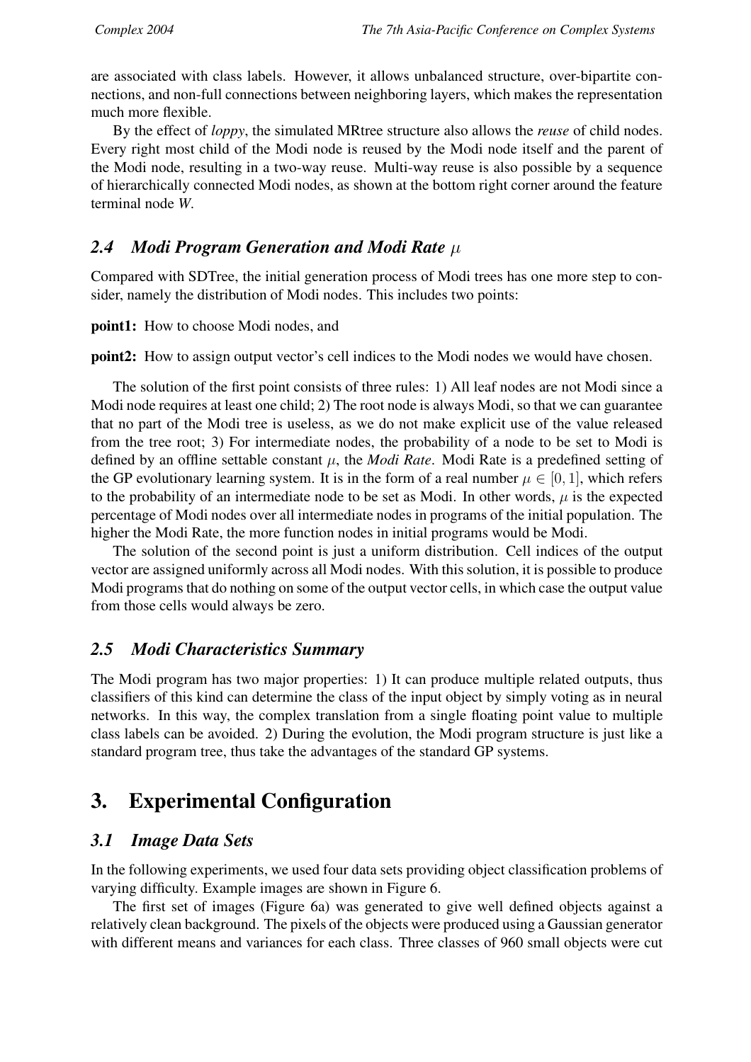are associated with class labels. However, it allows unbalanced structure, over-bipartite connections, and non-full connections between neighboring layers, which makes the representation much more flexible.

By the effect of *loppy*, the simulated MRtree structure also allows the *reuse* of child nodes. Every right most child of the Modi node is reused by the Modi node itself and the parent of the Modi node, resulting in a two-way reuse. Multi-way reuse is also possible by a sequence of hierarchically connected Modi nodes, as shown at the bottom right corner around the feature terminal node *W*.

### 2.4 Modi Program Generation and Modi Rate $\mu$

Compared with SDTree, the initial generation process of Modi trees has one more step to consider, namely the distribution of Modi nodes. This includes two points:

**point1:** How to choose Modi nodes, and

**point2:** How to assign output vector's cell indices to the Modi nodes we would have chosen.

The solution of the first point consists of three rules: 1) All leaf nodes are not Modi since a Modi node requires at least one child; 2) The root node is always Modi, so that we can guarantee that no part of the Modi tree is useless, as we do not make explicit use of the value released from the tree root; 3) For intermediate nodes, the probability of a node to be set to Modi is defined by an offline settable constant $\mu$, the *Modi Rate*. Modi Rate is a predefined setting of the GP evolutionary learning system. It is in the form of a real number $\mu \in [0, 1]$, which refers to the probability of an intermediate node to be set as Modi. In other words, $\mu$ is the expected percentage of Modi nodes over all intermediate nodes in programs of the initial population. The higher the Modi Rate, the more function nodes in initial programs would be Modi.

The solution of the second point is just a uniform distribution. Cell indices of the output vector are assigned uniformly across all Modi nodes. With this solution, it is possible to produce Modi programs that do nothing on some of the output vector cells, in which case the output value from those cells would always be zero.

### 2.5 Modi Characteristics Summary

The Modi program has two major properties: 1) It can produce multiple related outputs, thus classifiers of this kind can determine the class of the input object by simply voting as in neural networks. In this way, the complex translation from a single floating point value to multiple class labels can be avoided. 2) During the evolution, the Modi program structure is just like a standard program tree, thus take the advantages of the standard GP systems.

## 3. Experimental Configuration

### 3.1 Image Data Sets

In the following experiments, we used four data sets providing object classification problems of varying difficulty. Example images are shown in Figure 6.

The first set of images (Figure 6a) was generated to give well defined objects against a relatively clean background. The pixels of the objects were produced using a Gaussian generator with different means and variances for each class. Three classes of 960 small objects were cut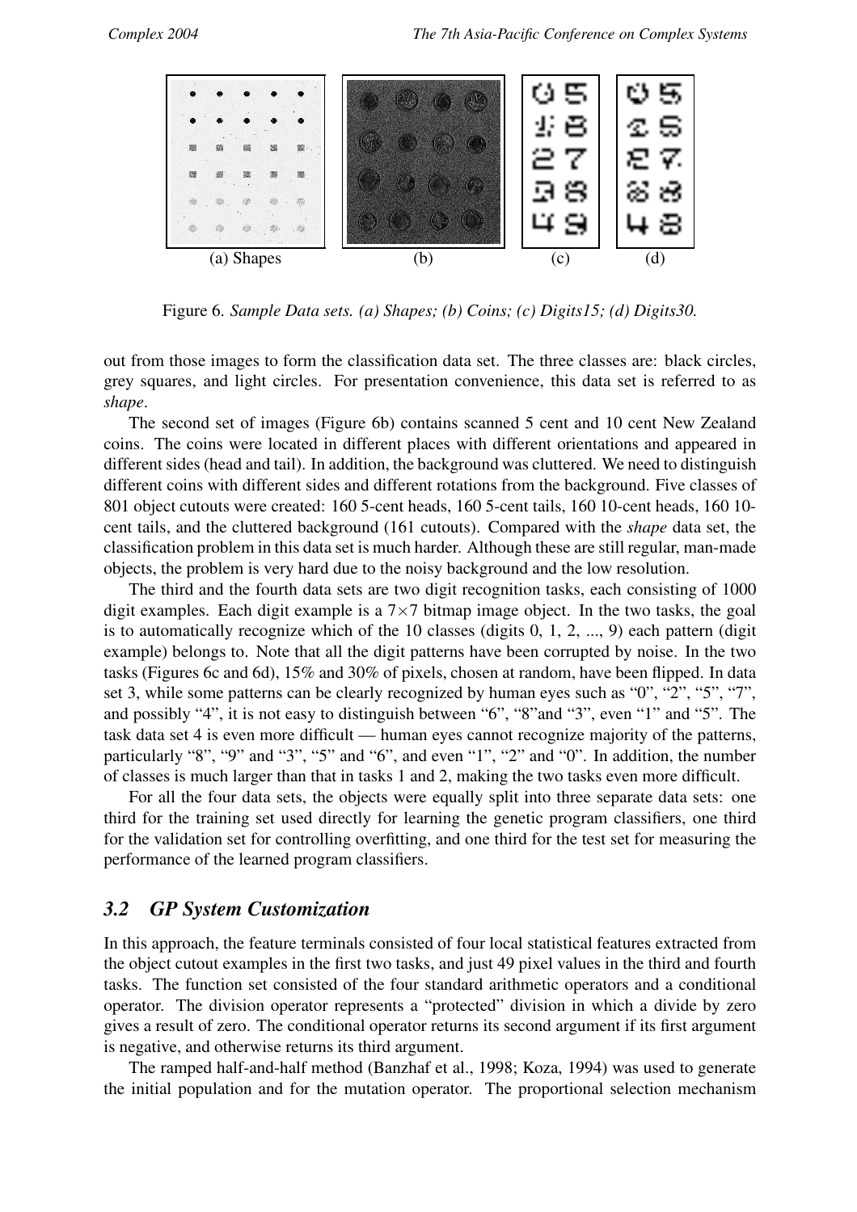(a) Shapes (b) (c) (d)

Figure 6. *Sample Data sets. (a) Shapes; (b) Coins; (c) Digits15; (d) Digits30.*

out from those images to form the classification data set. The three classes are: black circles, grey squares, and light circles. For presentation convenience, this data set is referred to as *shape*.

The second set of images (Figure 6b) contains scanned 5 cent and 10 cent New Zealand coins. The coins were located in different places with different orientations and appeared in different sides (head and tail). In addition, the background was cluttered. We need to distinguish different coins with different sides and different rotations from the background. Five classes of 801 object cutouts were created: 160 5-cent heads, 160 5-cent tails, 160 10-cent heads, 160 10-cent tails, and the cluttered background (161 cutouts). Compared with the *shape* data set, the classification problem in this data set is much harder. Although these are still regular, man-made objects, the problem is very hard due to the noisy background and the low resolution.

The third and the fourth data sets are two digit recognition tasks, each consisting of 1000 digit examples. Each digit example is a $7\times7$ bitmap image object. In the two tasks, the goal is to automatically recognize which of the 10 classes (digits 0, 1, 2, ..., 9) each pattern (digit example) belongs to. Note that all the digit patterns have been corrupted by noise. In the two tasks (Figures 6c and 6d), 15% and 30% of pixels, chosen at random, have been flipped. In data set 3, while some patterns can be clearly recognized by human eyes such as "0", "2", "5", "7", and possibly "4", it is not easy to distinguish between "6", "8"and "3", even "1" and "5". The task data set 4 is even more difficult — human eyes cannot recognize majority of the patterns, particularly "8", "9" and "3", "5" and "6", and even "1", "2" and "0". In addition, the number of classes is much larger than that in tasks 1 and 2, making the two tasks even more difficult.

For all the four data sets, the objects were equally split into three separate data sets: one third for the training set used directly for learning the genetic program classifiers, one third for the validation set for controlling overfitting, and one third for the test set for measuring the performance of the learned program classifiers.

## 3.2 GP System Customization

In this approach, the feature terminals consisted of four local statistical features extracted from the object cutout examples in the first two tasks, and just 49 pixel values in the third and fourth tasks. The function set consisted of the four standard arithmetic operators and a conditional operator. The division operator represents a "protected" division in which a divide by zero gives a result of zero. The conditional operator returns its second argument if its first argument is negative, and otherwise returns its third argument.

The ramped half-and-half method (Banzhaf et al., 1998; Koza, 1994) was used to generate the initial population and for the mutation operator. The proportional selection mechanism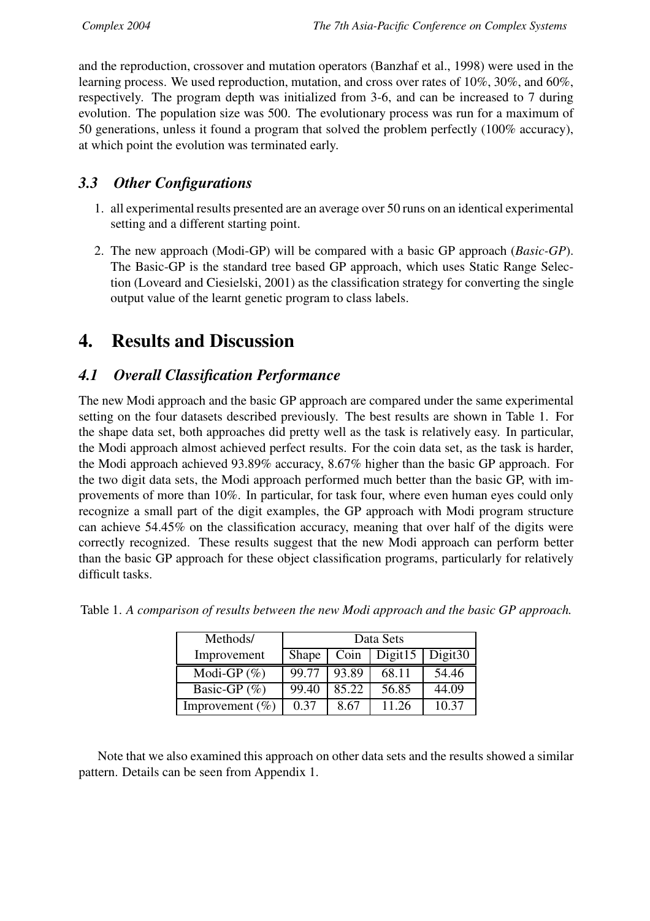and the reproduction, crossover and mutation operators (Banzhaf et al., 1998) were used in the learning process. We used reproduction, mutation, and cross over rates of 10%, 30%, and 60%, respectively. The program depth was initialized from 3-6, and can be increased to 7 during evolution. The population size was 500. The evolutionary process was run for a maximum of 50 generations, unless it found a program that solved the problem perfectly (100% accuracy), at which point the evolution was terminated early.

### *3.3 Other Configurations*

1. all experimental results presented are an average over 50 runs on an identical experimental setting and a different starting point.

2. The new approach (Modi-GP) will be compared with a basic GP approach (*Basic-GP*). The Basic-GP is the standard tree based GP approach, which uses Static Range Selection (Loveard and Ciesielski, 2001) as the classification strategy for converting the single output value of the learnt genetic program to class labels.

## 4. Results and Discussion

### *4.1 Overall Classification Performance*

The new Modi approach and the basic GP approach are compared under the same experimental setting on the four datasets described previously. The best results are shown in Table 1. For the shape data set, both approaches did pretty well as the task is relatively easy. In particular, the Modi approach almost achieved perfect results. For the coin data set, as the task is harder, the Modi approach achieved 93.89% accuracy, 8.67% higher than the basic GP approach. For the two digit data sets, the Modi approach performed much better than the basic GP, with improvements of more than 10%. In particular, for task four, where even human eyes could only recognize a small part of the digit examples, the GP approach with Modi program structure can achieve 54.45% on the classification accuracy, meaning that over half of the digits were correctly recognized. These results suggest that the new Modi approach can perform better than the basic GP approach for these object classification programs, particularly for relatively difficult tasks.

Table 1. *A comparison of results between the new Modi approach and the basic GP approach.*

| Methods/ | Data Sets | | | |
|---|---|---|---|---|
| Improvement | Shape | Coin | Digit15 | Digit30 |
| Modi-GP (%) | 99.77 | 93.89 | 68.11 | 54.46 |
| Basic-GP (%) | 99.40 | 85.22 | 56.85 | 44.09 |
| Improvement (%) | 0.37 | 8.67 | 11.26 | 10.37 |

Note that we also examined this approach on other data sets and the results showed a similar pattern. Details can be seen from Appendix 1.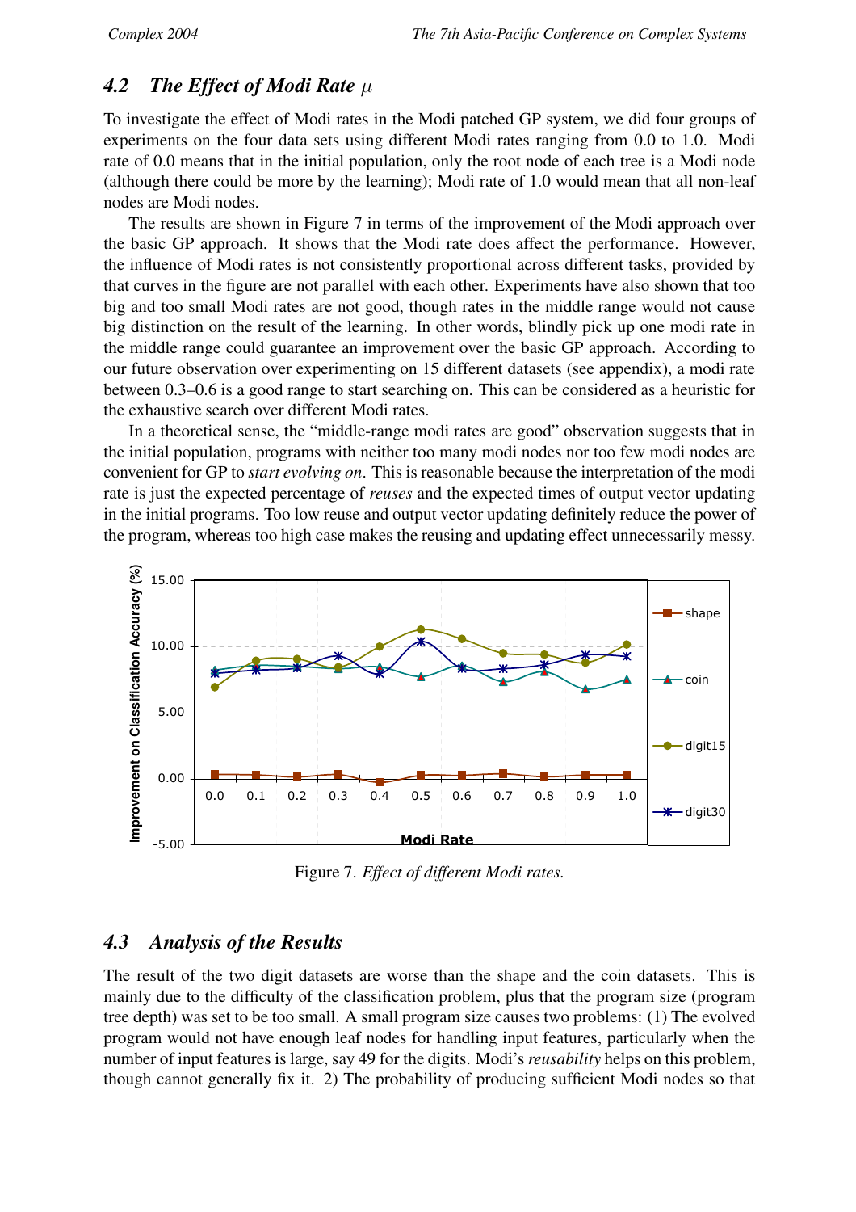## 4.2 The Effect of Modi Rate $\mu$

To investigate the effect of Modi rates in the Modi patched GP system, we did four groups of experiments on the four data sets using different Modi rates ranging from 0.0 to 1.0. Modi rate of 0.0 means that in the initial population, only the root node of each tree is a Modi node (although there could be more by the learning); Modi rate of 1.0 would mean that all non-leaf nodes are Modi nodes.

The results are shown in Figure 7 in terms of the improvement of the Modi approach over the basic GP approach. It shows that the Modi rate does affect the performance. However, the influence of Modi rates is not consistently proportional across different tasks, provided by that curves in the figure are not parallel with each other. Experiments have also shown that too big and too small Modi rates are not good, though rates in the middle range would not cause big distinction on the result of the learning. In other words, blindly pick up one modi rate in the middle range could guarantee an improvement over the basic GP approach. According to our future observation over experimenting on 15 different datasets (see appendix), a modi rate between 0.3–0.6 is a good range to start searching on. This can be considered as a heuristic for the exhaustive search over different Modi rates.

In a theoretical sense, the "middle-range modi rates are good" observation suggests that in the initial population, programs with neither too many modi nodes nor too few modi nodes are convenient for GP to *start evolving on*. This is reasonable because the interpretation of the modi rate is just the expected percentage of *reuses* and the expected times of output vector updating in the initial programs. Too low reuse and output vector updating definitely reduce the power of the program, whereas too high case makes the reusing and updating effect unnecessarily messy.

Figure 7. *Effect of different Modi rates.*

## 4.3 Analysis of the Results

The result of the two digit datasets are worse than the shape and the coin datasets. This is mainly due to the difficulty of the classification problem, plus that the program size (program tree depth) was set to be too small. A small program size causes two problems: (1) The evolved program would not have enough leaf nodes for handling input features, particularly when the number of input features is large, say 49 for the digits. Modi's *reusability* helps on this problem, though cannot generally fix it. 2) The probability of producing sufficient Modi nodes so that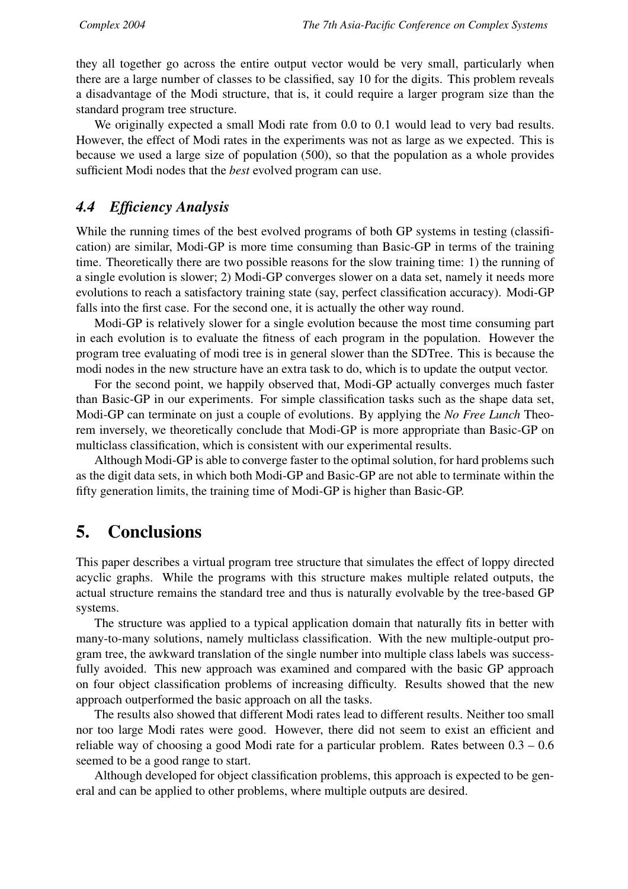they all together go across the entire output vector would be very small, particularly when there are a large number of classes to be classified, say 10 for the digits. This problem reveals a disadvantage of the Modi structure, that is, it could require a larger program size than the standard program tree structure.

We originally expected a small Modi rate from 0.0 to 0.1 would lead to very bad results. However, the effect of Modi rates in the experiments was not as large as we expected. This is because we used a large size of population (500), so that the population as a whole provides sufficient Modi nodes that the *best* evolved program can use.

### *4.4 Efficiency Analysis*

While the running times of the best evolved programs of both GP systems in testing (classification) are similar, Modi-GP is more time consuming than Basic-GP in terms of the training time. Theoretically there are two possible reasons for the slow training time: 1) the running of a single evolution is slower; 2) Modi-GP converges slower on a data set, namely it needs more evolutions to reach a satisfactory training state (say, perfect classification accuracy). Modi-GP falls into the first case. For the second one, it is actually the other way round.

Modi-GP is relatively slower for a single evolution because the most time consuming part in each evolution is to evaluate the fitness of each program in the population. However the program tree evaluating of modi tree is in general slower than the SDTree. This is because the modi nodes in the new structure have an extra task to do, which is to update the output vector.

For the second point, we happily observed that, Modi-GP actually converges much faster than Basic-GP in our experiments. For simple classification tasks such as the shape data set, Modi-GP can terminate on just a couple of evolutions. By applying the *No Free Lunch* Theorem inversely, we theoretically conclude that Modi-GP is more appropriate than Basic-GP on multiclass classification, which is consistent with our experimental results.

Although Modi-GP is able to converge faster to the optimal solution, for hard problems such as the digit data sets, in which both Modi-GP and Basic-GP are not able to terminate within the fifty generation limits, the training time of Modi-GP is higher than Basic-GP.

## 5. Conclusions

This paper describes a virtual program tree structure that simulates the effect of loppy directed acyclic graphs. While the programs with this structure makes multiple related outputs, the actual structure remains the standard tree and thus is naturally evolvable by the tree-based GP systems.

The structure was applied to a typical application domain that naturally fits in better with many-to-many solutions, namely multiclass classification. With the new multiple-output program tree, the awkward translation of the single number into multiple class labels was successfully avoided. This new approach was examined and compared with the basic GP approach on four object classification problems of increasing difficulty. Results showed that the new approach outperformed the basic approach on all the tasks.

The results also showed that different Modi rates lead to different results. Neither too small nor too large Modi rates were good. However, there did not seem to exist an efficient and reliable way of choosing a good Modi rate for a particular problem. Rates between 0.3 – 0.6 seemed to be a good range to start.

Although developed for object classification problems, this approach is expected to be general and can be applied to other problems, where multiple outputs are desired.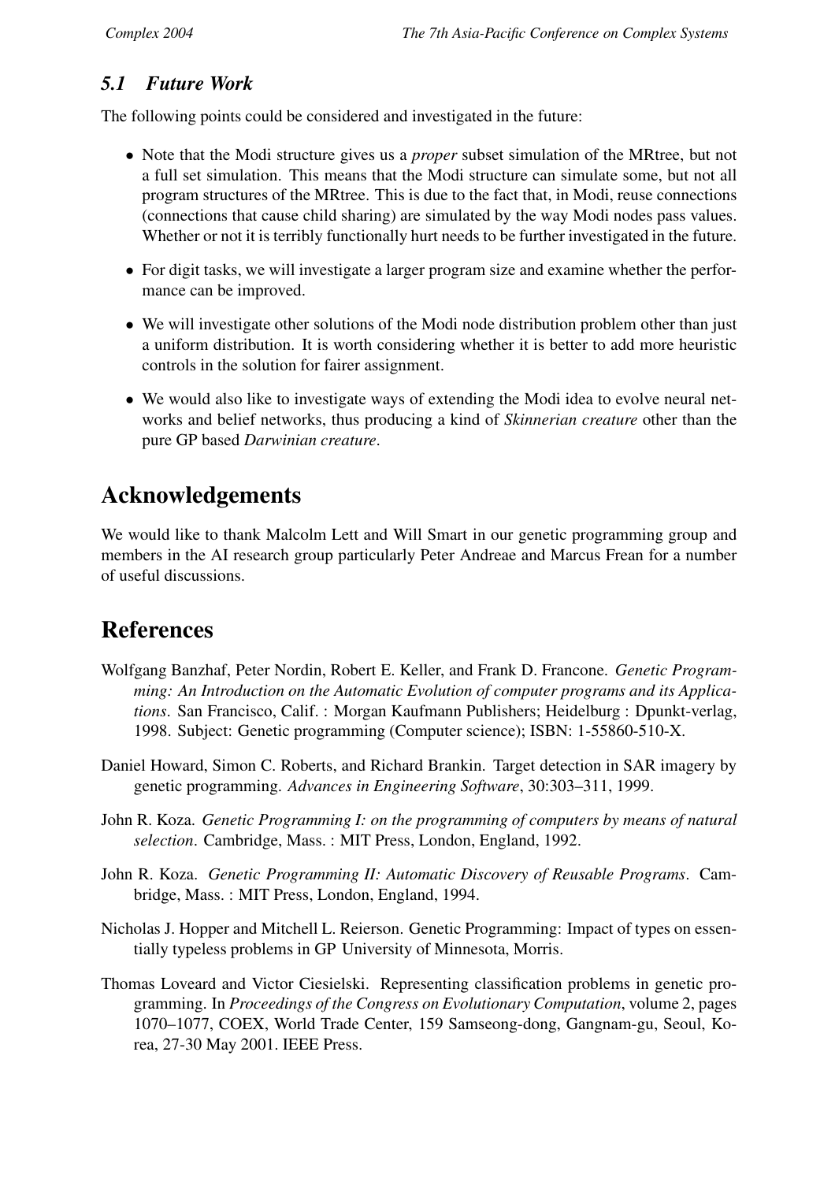### *5.1 Future Work*

The following points could be considered and investigated in the future:

- Note that the Modi structure gives us a *proper* subset simulation of the MRtree, but not a full set simulation. This means that the Modi structure can simulate some, but not all program structures of the MRtree. This is due to the fact that, in Modi, reuse connections (connections that cause child sharing) are simulated by the way Modi nodes pass values. Whether or not it is terribly functionally hurt needs to be further investigated in the future.
- For digit tasks, we will investigate a larger program size and examine whether the performance can be improved.
- We will investigate other solutions of the Modi node distribution problem other than just a uniform distribution. It is worth considering whether it is better to add more heuristic controls in the solution for fairer assignment.
- We would also like to investigate ways of extending the Modi idea to evolve neural networks and belief networks, thus producing a kind of *Skinnerian creature* other than the pure GP based *Darwinian creature*.

## Acknowledgements

We would like to thank Malcolm Lett and Will Smart in our genetic programming group and members in the AI research group particularly Peter Andreae and Marcus Frean for a number of useful discussions.

## References

Wolfgang Banzhaf, Peter Nordin, Robert E. Keller, and Frank D. Francone. *Genetic Programming: An Introduction on the Automatic Evolution of computer programs and its Applications*. San Francisco, Calif. : Morgan Kaufmann Publishers; Heidelburg : Dpunkt-verlag, 1998. Subject: Genetic programming (Computer science); ISBN: 1-55860-510-X.

Daniel Howard, Simon C. Roberts, and Richard Brankin. Target detection in SAR imagery by genetic programming. *Advances in Engineering Software*, 30:303–311, 1999.

John R. Koza. *Genetic Programming I: on the programming of computers by means of natural selection*. Cambridge, Mass. : MIT Press, London, England, 1992.

John R. Koza. *Genetic Programming II: Automatic Discovery of Reusable Programs*. Cambridge, Mass. : MIT Press, London, England, 1994.

Nicholas J. Hopper and Mitchell L. Reierson. Genetic Programming: Impact of types on essentially typeless problems in GP University of Minnesota, Morris.

Thomas Loveard and Victor Ciesielski. Representing classification problems in genetic programming. In *Proceedings of the Congress on Evolutionary Computation*, volume 2, pages 1070–1077, COEX, World Trade Center, 159 Samseong-dong, Gangnam-gu, Seoul, Korea, 27-30 May 2001. IEEE Press.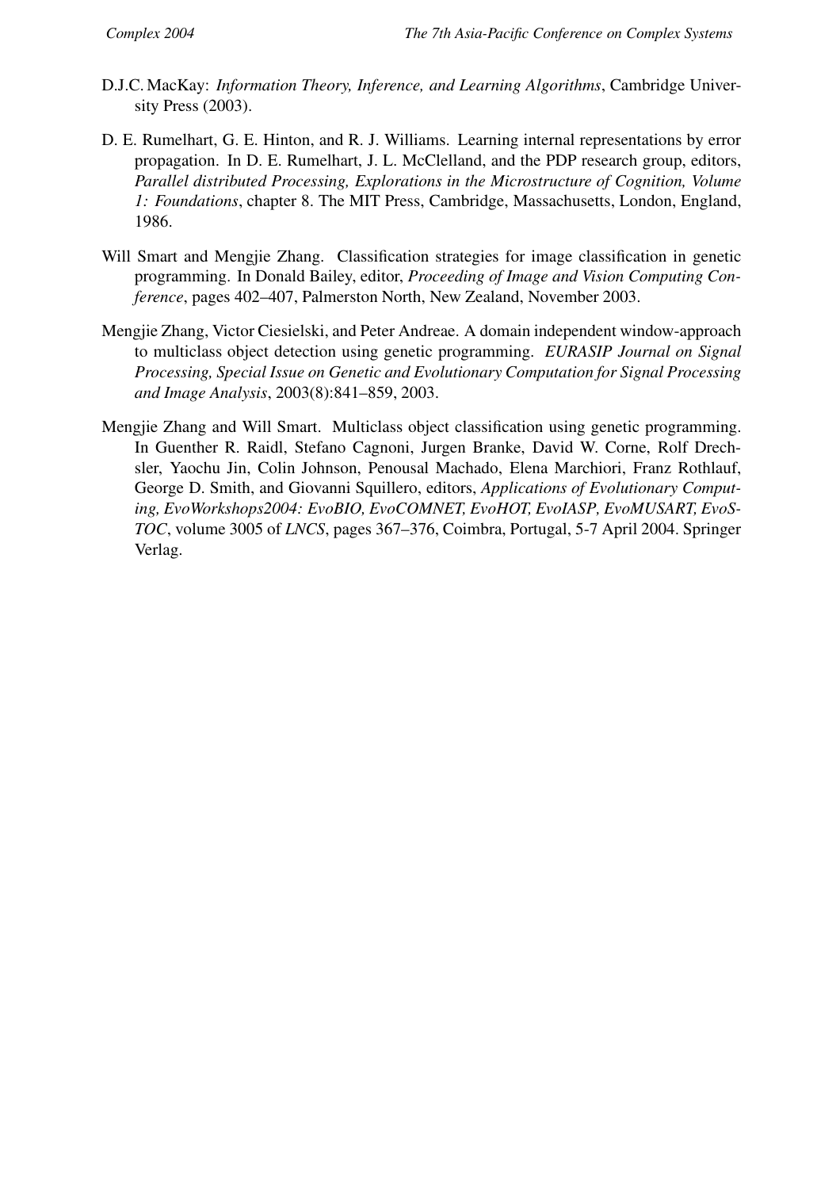D.J.C. MacKay: *Information Theory, Inference, and Learning Algorithms*, Cambridge University Press (2003).

D. E. Rumelhart, G. E. Hinton, and R. J. Williams. Learning internal representations by error propagation. In D. E. Rumelhart, J. L. McClelland, and the PDP research group, editors, *Parallel distributed Processing, Explorations in the Microstructure of Cognition, Volume 1: Foundations*, chapter 8. The MIT Press, Cambridge, Massachusetts, London, England, 1986.

Will Smart and Mengjie Zhang. Classification strategies for image classification in genetic programming. In Donald Bailey, editor, *Proceeding of Image and Vision Computing Conference*, pages 402–407, Palmerston North, New Zealand, November 2003.

Mengjie Zhang, Victor Ciesielski, and Peter Andreae. A domain independent window-approach to multiclass object detection using genetic programming. *EURASIP Journal on Signal Processing, Special Issue on Genetic and Evolutionary Computation for Signal Processing and Image Analysis*, 2003(8):841–859, 2003.

Mengjie Zhang and Will Smart. Multiclass object classification using genetic programming. In Guenther R. Raidl, Stefano Cagnoni, Jurgen Branke, David W. Corne, Rolf Drechsler, Yaochu Jin, Colin Johnson, Penousal Machado, Elena Marchiori, Franz Rothlauf, George D. Smith, and Giovanni Squillero, editors, *Applications of Evolutionary Computing, EvoWorkshops2004: EvoBIO, EvoCOMNET, EvoHOT, EvoIASP, EvoMUSART, EvoSTOC*, volume 3005 of *LNCS*, pages 367–376, Coimbra, Portugal, 5-7 April 2004. Springer Verlag.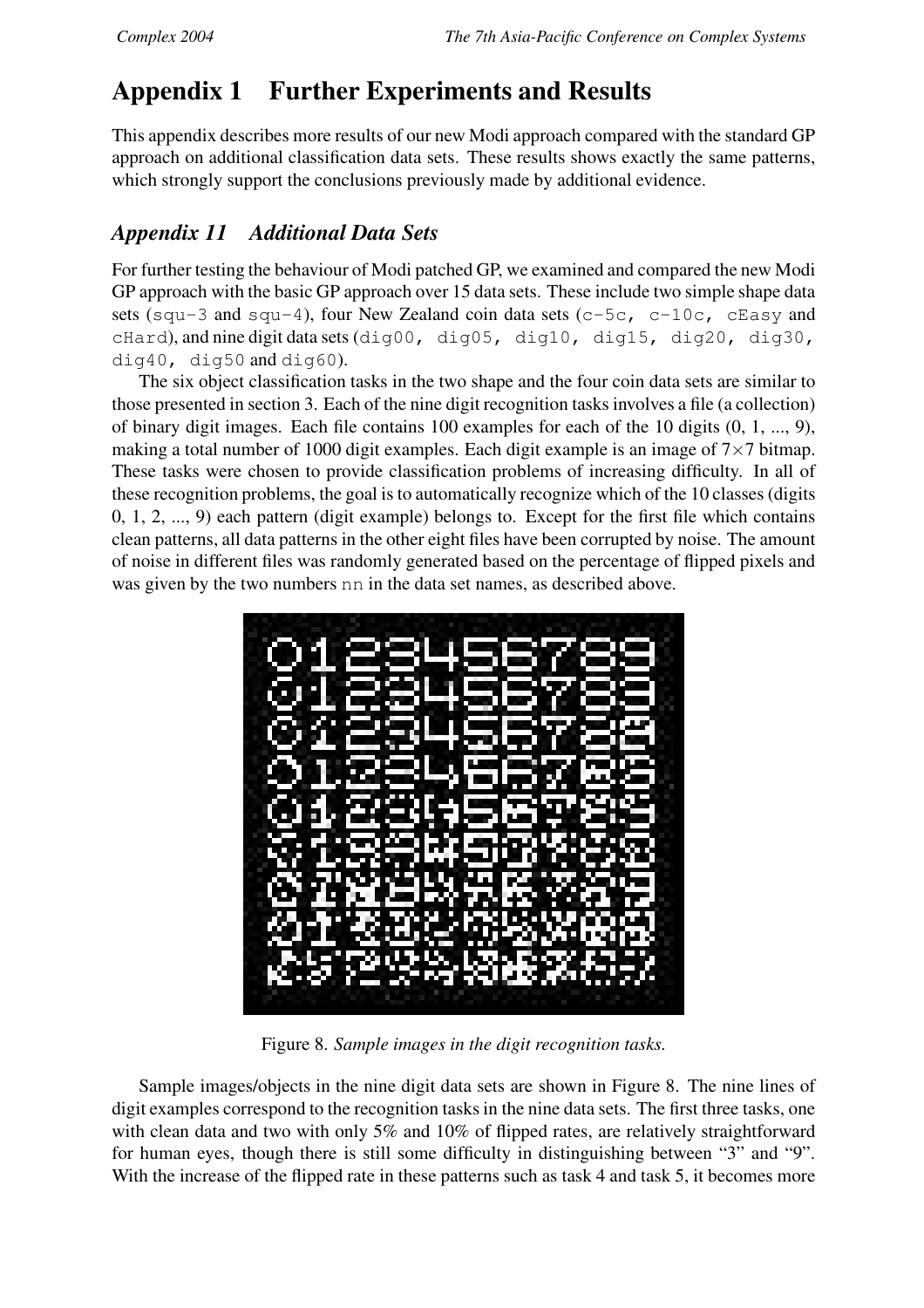# Appendix 1 Further Experiments and Results

This appendix describes more results of our new Modi approach compared with the standard GP approach on additional classification data sets. These results shows exactly the same patterns, which strongly support the conclusions previously made by additional evidence.

## *Appendix 11 Additional Data Sets*

For further testing the behaviour of Modi patched GP, we examined and compared the new Modi GP approach with the basic GP approach over 15 data sets. These include two simple shape data sets (squ-3 and squ-4), four New Zealand coin data sets (c-5c, c-10c, cEasy and cHard), and nine digit data sets (dig00, dig05, dig10, dig15, dig20, dig30, dig40, dig50 and dig60).

The six object classification tasks in the two shape and the four coin data sets are similar to those presented in section 3. Each of the nine digit recognition tasks involves a file (a collection) of binary digit images. Each file contains 100 examples for each of the 10 digits (0, 1, ..., 9), making a total number of 1000 digit examples. Each digit example is an image of $7 \times 7$ bitmap. These tasks were chosen to provide classification problems of increasing difficulty. In all of these recognition problems, the goal is to automatically recognize which of the 10 classes (digits 0, 1, 2, ..., 9) each pattern (digit example) belongs to. Except for the first file which contains clean patterns, all data patterns in the other eight files have been corrupted by noise. The amount of noise in different files was randomly generated based on the percentage of flipped pixels and was given by the two numbers nn in the data set names, as described above.

Figure 8. *Sample images in the digit recognition tasks.*

Sample images/objects in the nine digit data sets are shown in Figure 8. The nine lines of digit examples correspond to the recognition tasks in the nine data sets. The first three tasks, one with clean data and two with only 5% and 10% of flipped rates, are relatively straightforward for human eyes, though there is still some difficulty in distinguishing between "3" and "9". With the increase of the flipped rate in these patterns such as task 4 and task 5, it becomes more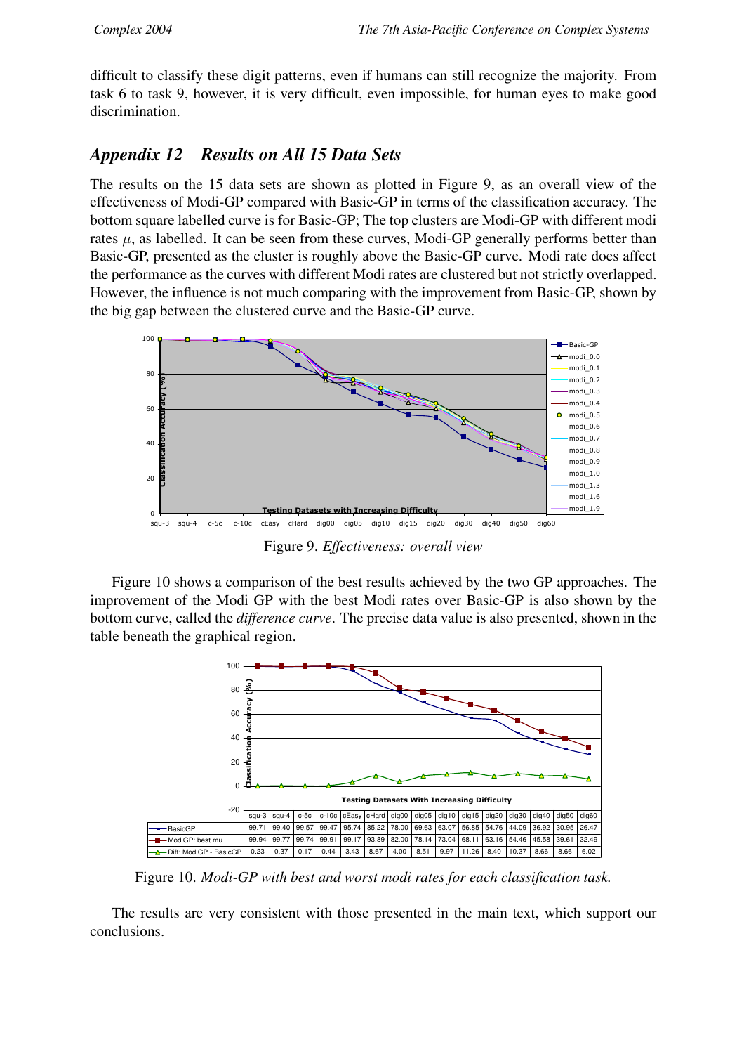difficult to classify these digit patterns, even if humans can still recognize the majority. From task 6 to task 9, however, it is very difficult, even impossible, for human eyes to make good discrimination.

## *Appendix 12 Results on All 15 Data Sets*

The results on the 15 data sets are shown as plotted in Figure 9, as an overall view of the effectiveness of Modi-GP compared with Basic-GP in terms of the classification accuracy. The bottom square labelled curve is for Basic-GP; The top clusters are Modi-GP with different modi rates $\mu$, as labelled. It can be seen from these curves, Modi-GP generally performs better than Basic-GP, presented as the cluster is roughly above the Basic-GP curve. Modi rate does affect the performance as the curves with different Modi rates are clustered but not strictly overlapped. However, the influence is not much comparing with the improvement from Basic-GP, shown by the big gap between the clustered curve and the Basic-GP curve.

Classification Accuracy (%)
100
80
60
40
20
0
Testing Datasets with Increasing Difficulty
squ-3 squ-4 c-5c c-10c cEasy cHard dig00 dig05 dig10 dig15 dig20 dig30 dig40 dig50 dig60
Basic-GP
modi_0.0
modi_0.1
modi_0.2
modi_0.3
modi_0.4
modi_0.5
modi_0.6
modi_0.7
modi_0.8
modi_0.9
modi_1.0
modi_1.3
modi_1.6
modi_1.9

Figure 9. *Effectiveness: overall view*

Figure 10 shows a comparison of the best results achieved by the two GP approaches. The improvement of the Modi GP with the best Modi rates over Basic-GP is also shown by the bottom curve, called the *difference curve*. The precise data value is also presented, shown in the table beneath the graphical region.

Classification Accuracy (%)
100
80
60
40
20
0
-20
Testing Datasets With Increasing Difficulty

| | squ-3 | squ-4 | c-5c | c-10c | cEasy | cHard | dig00 | dig05 | dig10 | dig15 | dig20 | dig30 | dig40 | dig50 | dig60 |
|---|---|---|---|---|---|---|---|---|---|---|---|---|---|---|---|
| BasicGP | 99.71 | 99.40 | 99.57 | 99.47 | 95.74 | 85.22 | 78.00 | 69.63 | 63.07 | 56.85 | 54.76 | 44.09 | 36.92 | 30.95 | 26.47 |
| ModiGP: best mu | 99.94 | 99.77 | 99.74 | 99.91 | 99.17 | 93.89 | 82.00 | 78.14 | 73.04 | 68.11 | 63.16 | 54.46 | 45.58 | 39.61 | 32.49 |
| Diff: ModiGP - BasicGP | 0.23 | 0.37 | 0.17 | 0.44 | 3.43 | 8.67 | 4.00 | 8.51 | 9.97 | 11.26 | 8.40 | 10.37 | 8.66 | 8.66 | 6.02 |

Figure 10. *Modi-GP with best and worst modi rates for each classification task.*

The results are very consistent with those presented in the main text, which support our conclusions.